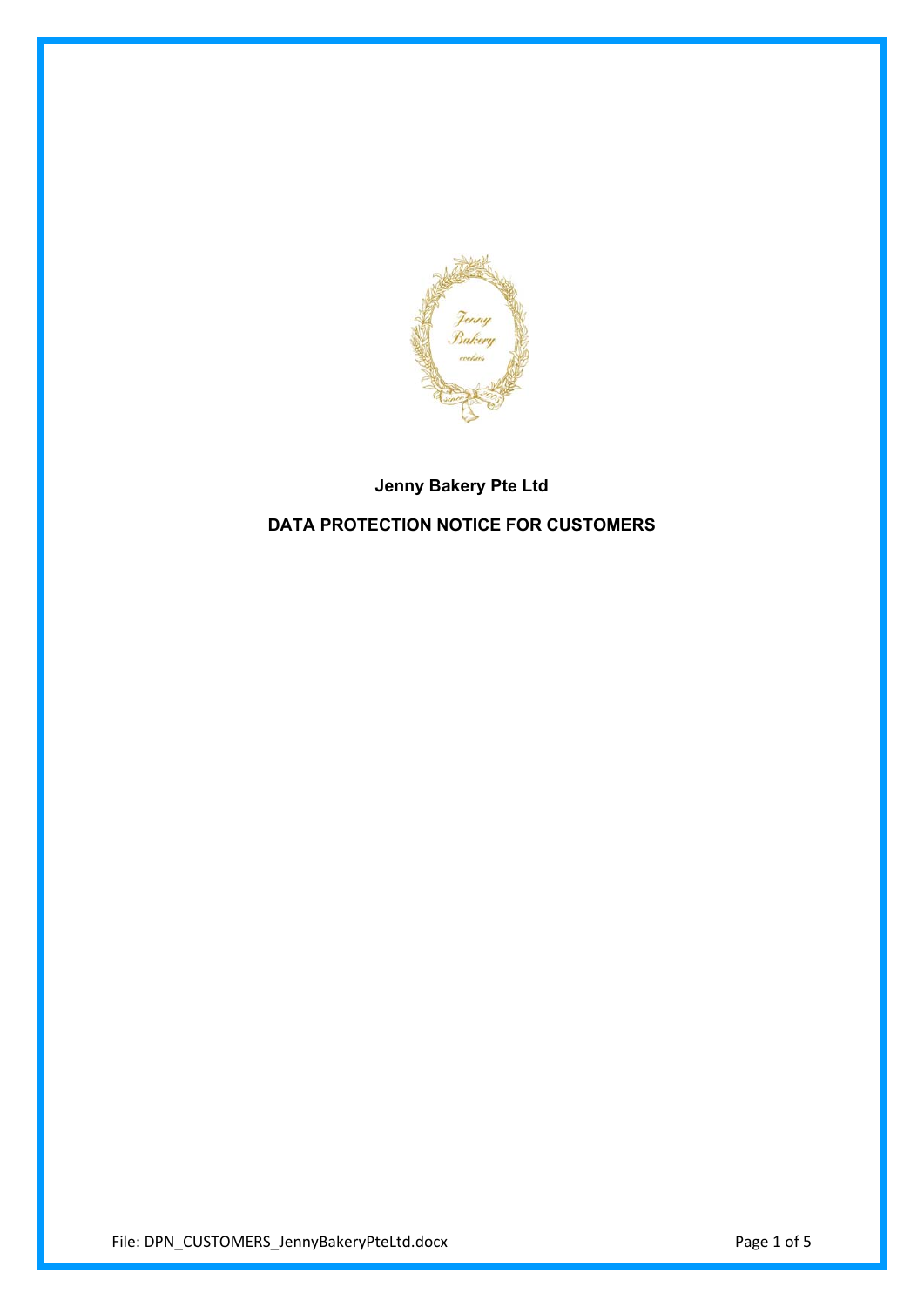**Jenny Bakery Pte Ltd**

**DATA PROTECTION NOTICE FOR CUSTOMERS**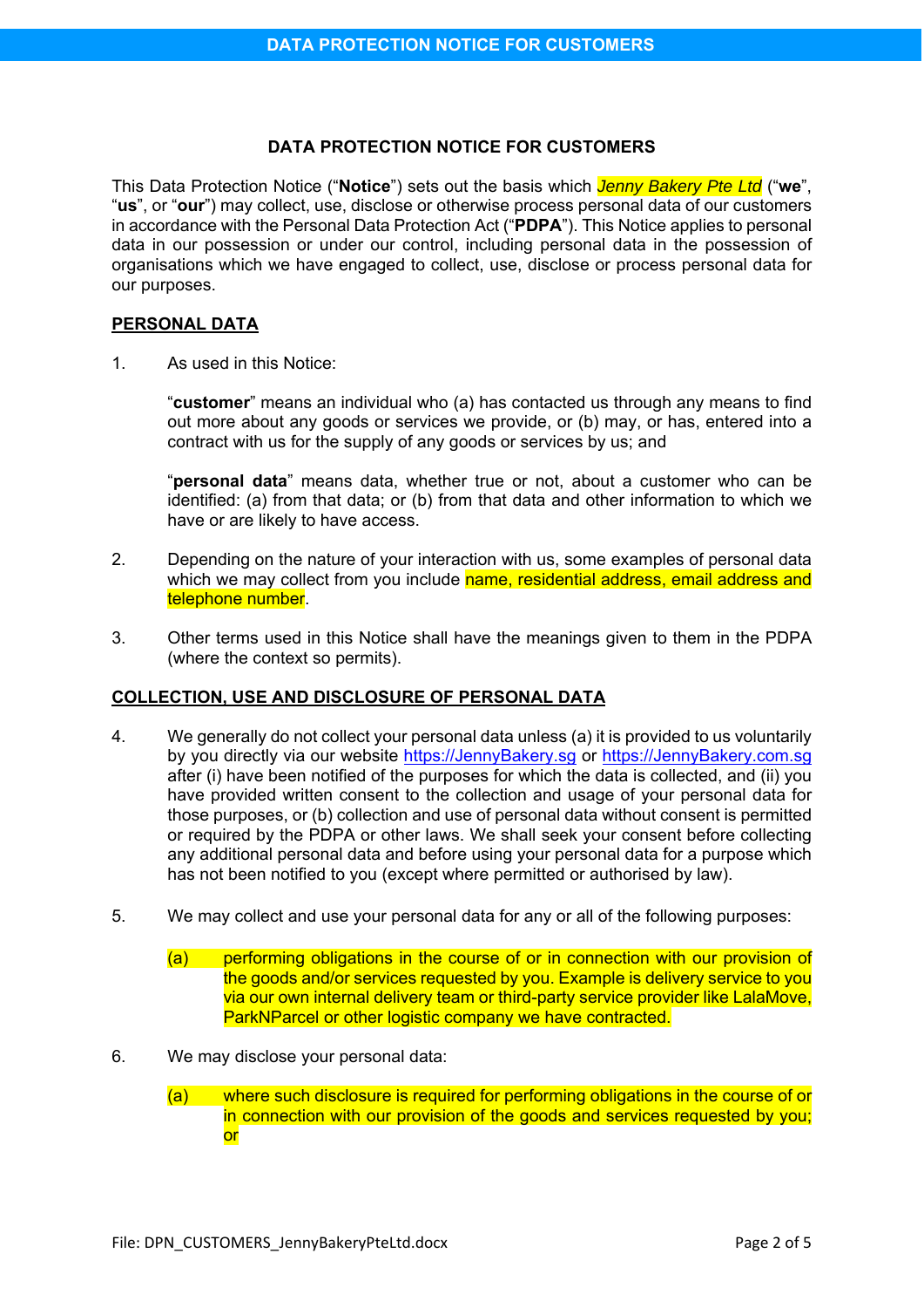## DATA PROTECTION NOTICE FOR CUSTOMERS

This Data Protection Notice ("**Notice**") sets out the basis which *Jenny Bakery Pte Ltd* ("**we**", "**us**", or "**our**") may collect, use, disclose or otherwise process personal data of our customers in accordance with the Personal Data Protection Act ("**PDPA**"). This Notice applies to personal data in our possession or under our control, including personal data in the possession of organisations which we have engaged to collect, use, disclose or process personal data for our purposes.

### PERSONAL DATA

1. As used in this Notice:

   "**customer**" means an individual who (a) has contacted us through any means to find out more about any goods or services we provide, or (b) may, or has, entered into a contract with us for the supply of any goods or services by us; and

   "**personal data**" means data, whether true or not, about a customer who can be identified: (a) from that data; or (b) from that data and other information to which we have or are likely to have access.

2. Depending on the nature of your interaction with us, some examples of personal data which we may collect from you include name, residential address, email address and telephone number.

3. Other terms used in this Notice shall have the meanings given to them in the PDPA (where the context so permits).

### COLLECTION, USE AND DISCLOSURE OF PERSONAL DATA

4. We generally do not collect your personal data unless (a) it is provided to us voluntarily by you directly via our website https://JennyBakery.sg or https://JennyBakery.com.sg after (i) have been notified of the purposes for which the data is collected, and (ii) you have provided written consent to the collection and usage of your personal data for those purposes, or (b) collection and use of personal data without consent is permitted or required by the PDPA or other laws. We shall seek your consent before collecting any additional personal data and before using your personal data for a purpose which has not been notified to you (except where permitted or authorised by law).

5. We may collect and use your personal data for any or all of the following purposes:

   (a) performing obligations in the course of or in connection with our provision of the goods and/or services requested by you. Example is delivery service to you via our own internal delivery team or third-party service provider like LalaMove, ParkNParcel or other logistic company we have contracted.

6. We may disclose your personal data:

   (a) where such disclosure is required for performing obligations in the course of or in connection with our provision of the goods and services requested by you; or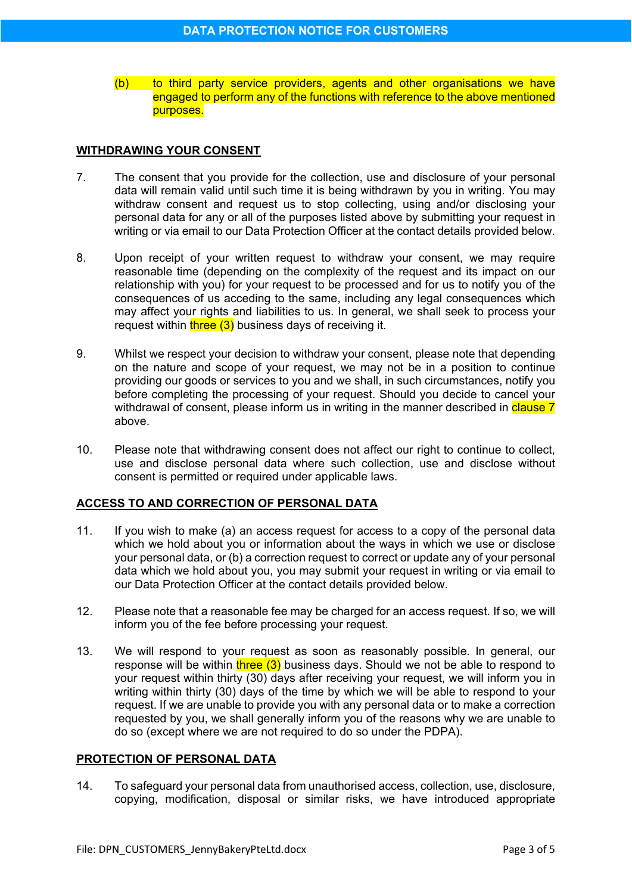(b) to third party service providers, agents and other organisations we have engaged to perform any of the functions with reference to the above mentioned purposes.

## WITHDRAWING YOUR CONSENT

7. The consent that you provide for the collection, use and disclosure of your personal data will remain valid until such time it is being withdrawn by you in writing. You may withdraw consent and request us to stop collecting, using and/or disclosing your personal data for any or all of the purposes listed above by submitting your request in writing or via email to our Data Protection Officer at the contact details provided below.

8. Upon receipt of your written request to withdraw your consent, we may require reasonable time (depending on the complexity of the request and its impact on our relationship with you) for your request to be processed and for us to notify you of the consequences of us acceding to the same, including any legal consequences which may affect your rights and liabilities to us. In general, we shall seek to process your request within three (3) business days of receiving it.

9. Whilst we respect your decision to withdraw your consent, please note that depending on the nature and scope of your request, we may not be in a position to continue providing our goods or services to you and we shall, in such circumstances, notify you before completing the processing of your request. Should you decide to cancel your withdrawal of consent, please inform us in writing in the manner described in clause 7 above.

10. Please note that withdrawing consent does not affect our right to continue to collect, use and disclose personal data where such collection, use and disclose without consent is permitted or required under applicable laws.

## ACCESS TO AND CORRECTION OF PERSONAL DATA

11. If you wish to make (a) an access request for access to a copy of the personal data which we hold about you or information about the ways in which we use or disclose your personal data, or (b) a correction request to correct or update any of your personal data which we hold about you, you may submit your request in writing or via email to our Data Protection Officer at the contact details provided below.

12. Please note that a reasonable fee may be charged for an access request. If so, we will inform you of the fee before processing your request.

13. We will respond to your request as soon as reasonably possible. In general, our response will be within three (3) business days. Should we not be able to respond to your request within thirty (30) days after receiving your request, we will inform you in writing within thirty (30) days of the time by which we will be able to respond to your request. If we are unable to provide you with any personal data or to make a correction requested by you, we shall generally inform you of the reasons why we are unable to do so (except where we are not required to do so under the PDPA).

## PROTECTION OF PERSONAL DATA

14. To safeguard your personal data from unauthorised access, collection, use, disclosure, copying, modification, disposal or similar risks, we have introduced appropriate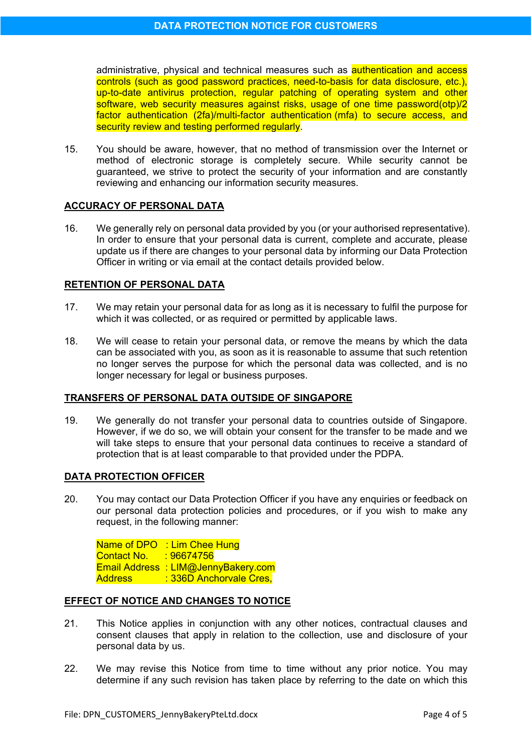administrative, physical and technical measures such as authentication and access controls (such as good password practices, need-to-basis for data disclosure, etc.), up-to-date antivirus protection, regular patching of operating system and other software, web security measures against risks, usage of one time password(otp)/2 factor authentication (2fa)/multi-factor authentication (mfa) to secure access, and security review and testing performed regularly.

15. You should be aware, however, that no method of transmission over the Internet or method of electronic storage is completely secure. While security cannot be guaranteed, we strive to protect the security of your information and are constantly reviewing and enhancing our information security measures.

## ACCURACY OF PERSONAL DATA

16. We generally rely on personal data provided by you (or your authorised representative). In order to ensure that your personal data is current, complete and accurate, please update us if there are changes to your personal data by informing our Data Protection Officer in writing or via email at the contact details provided below.

## RETENTION OF PERSONAL DATA

17. We may retain your personal data for as long as it is necessary to fulfil the purpose for which it was collected, or as required or permitted by applicable laws.

18. We will cease to retain your personal data, or remove the means by which the data can be associated with you, as soon as it is reasonable to assume that such retention no longer serves the purpose for which the personal data was collected, and is no longer necessary for legal or business purposes.

## TRANSFERS OF PERSONAL DATA OUTSIDE OF SINGAPORE

19. We generally do not transfer your personal data to countries outside of Singapore. However, if we do so, we will obtain your consent for the transfer to be made and we will take steps to ensure that your personal data continues to receive a standard of protection that is at least comparable to that provided under the PDPA.

## DATA PROTECTION OFFICER

20. You may contact our Data Protection Officer if you have any enquiries or feedback on our personal data protection policies and procedures, or if you wish to make any request, in the following manner:

    Name of DPO : Lim Chee Hung
    Contact No. : 96674756
    Email Address : LIM@JennyBakery.com
    Address : 336D Anchorvale Cres,

## EFFECT OF NOTICE AND CHANGES TO NOTICE

21. This Notice applies in conjunction with any other notices, contractual clauses and consent clauses that apply in relation to the collection, use and disclosure of your personal data by us.

22. We may revise this Notice from time to time without any prior notice. You may determine if any such revision has taken place by referring to the date on which this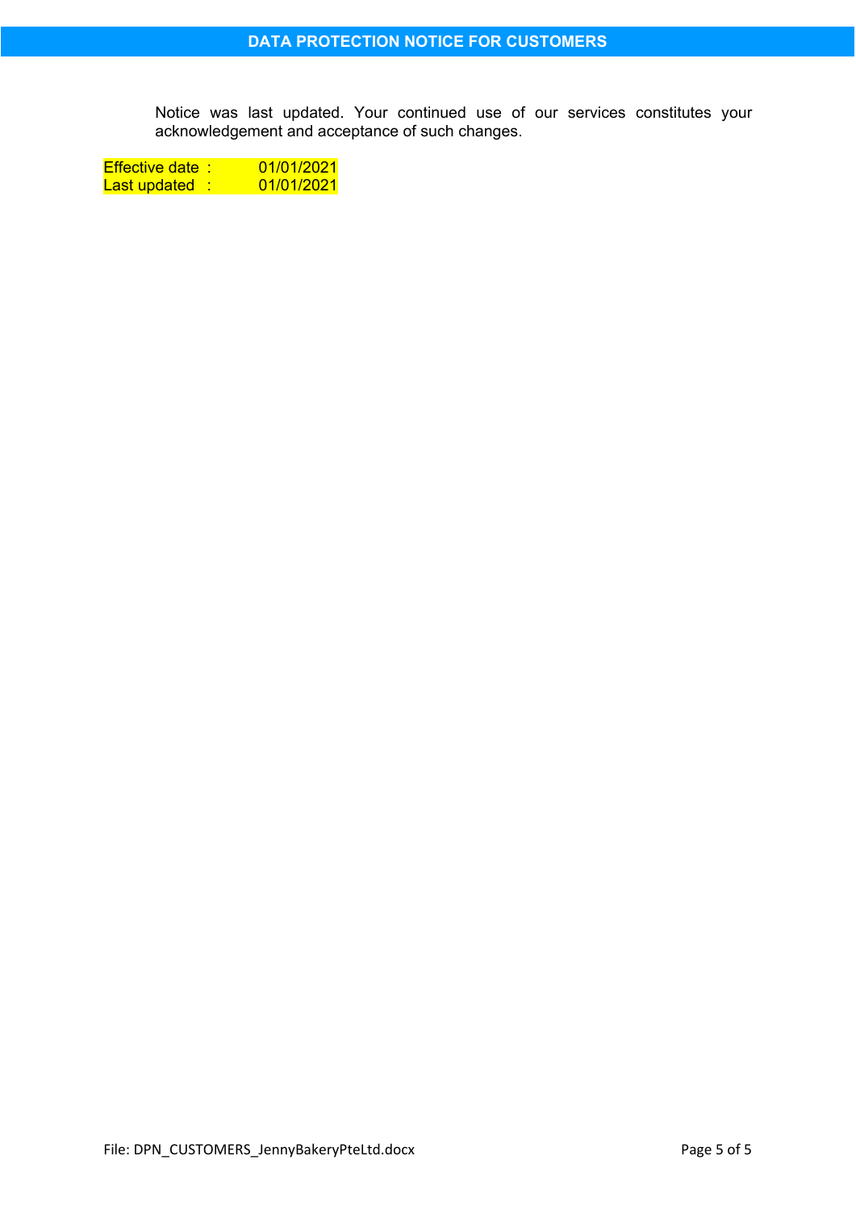Notice was last updated. Your continued use of our services constitutes your acknowledgement and acceptance of such changes.

Effective date : 01/01/2021
Last updated : 01/01/2021